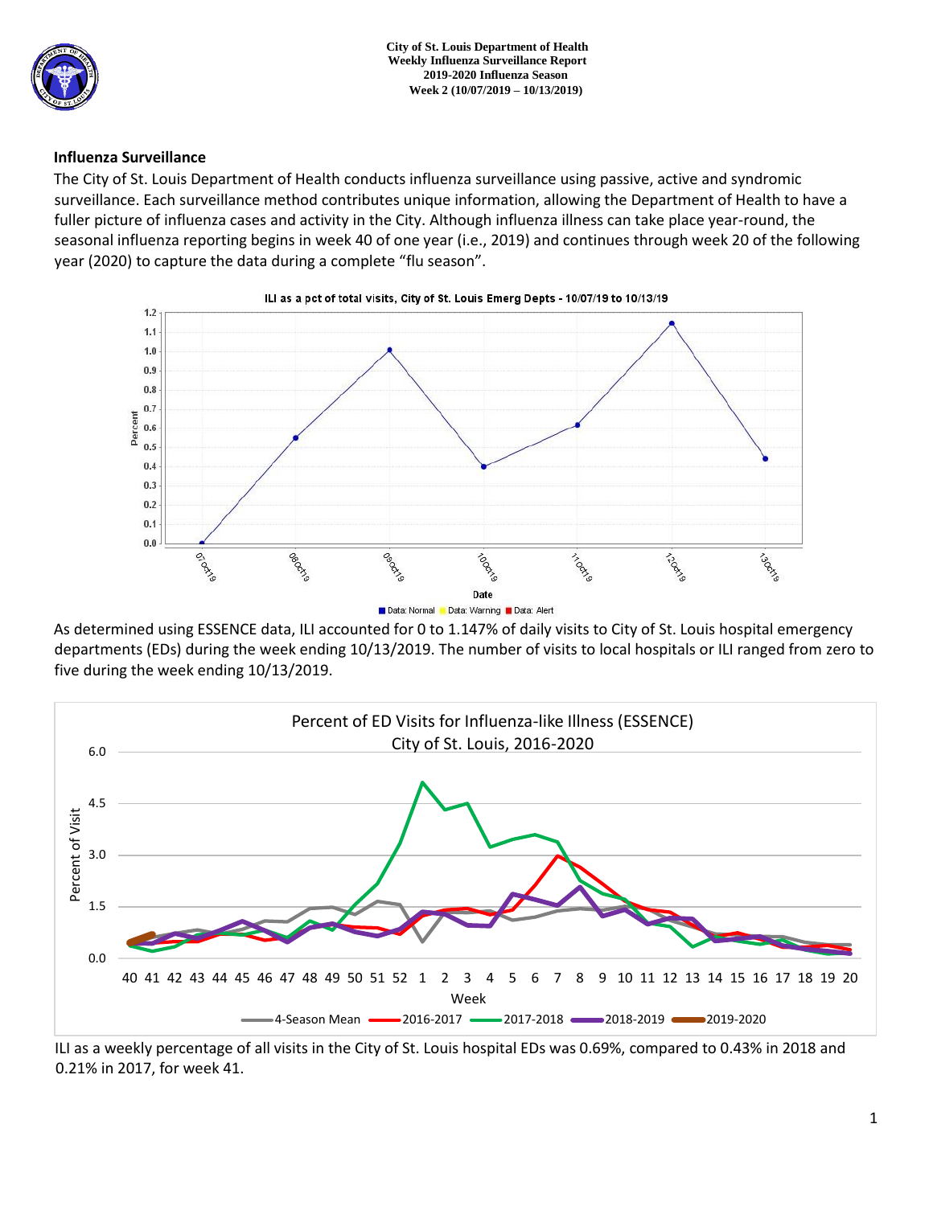City of St. Louis Department of Health
Weekly Influenza Surveillance Report
2019-2020 Influenza Season
Week 2 (10/07/2019 – 10/13/2019)

## Influenza Surveillance

The City of St. Louis Department of Health conducts influenza surveillance using passive, active and syndromic surveillance. Each surveillance method contributes unique information, allowing the Department of Health to have a fuller picture of influenza cases and activity in the City. Although influenza illness can take place year-round, the seasonal influenza reporting begins in week 40 of one year (i.e., 2019) and continues through week 20 of the following year (2020) to capture the data during a complete "flu season".

As determined using ESSENCE data, ILI accounted for 0 to 1.147% of daily visits to City of St. Louis hospital emergency departments (EDs) during the week ending 10/13/2019. The number of visits to local hospitals or ILI ranged from zero to five during the week ending 10/13/2019.

ILI as a weekly percentage of all visits in the City of St. Louis hospital EDs was 0.69%, compared to 0.43% in 2018 and 0.21% in 2017, for week 41.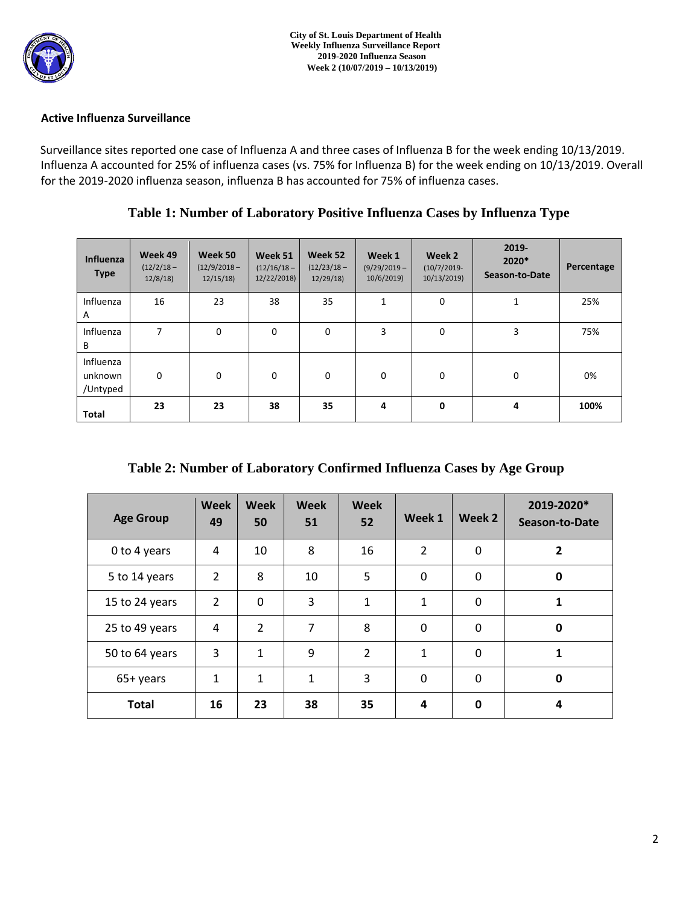City of St. Louis Department of Health
Weekly Influenza Surveillance Report
2019-2020 Influenza Season
Week 2 (10/07/2019 – 10/13/2019)

### Active Influenza Surveillance

Surveillance sites reported one case of Influenza A and three cases of Influenza B for the week ending 10/13/2019. Influenza A accounted for 25% of influenza cases (vs. 75% for Influenza B) for the week ending on 10/13/2019. Overall for the 2019-2020 influenza season, influenza B has accounted for 75% of influenza cases.

## Table 1: Number of Laboratory Positive Influenza Cases by Influenza Type

| Influenza Type | Week 49 (12/2/18 – 12/8/18) | Week 50 (12/9/2018 – 12/15/18) | Week 51 (12/16/18 – 12/22/2018) | Week 52 (12/23/18 – 12/29/18) | Week 1 (9/29/2019 – 10/6/2019) | Week 2 (10/7/2019- 10/13/2019) | 2019-2020* Season-to-Date | Percentage |
|---|---|---|---|---|---|---|---|---|
| Influenza A | 16 | 23 | 38 | 35 | 1 | 0 | 1 | 25% |
| Influenza B | 7 | 0 | 0 | 0 | 3 | 0 | 3 | 75% |
| Influenza unknown /Untyped | 0 | 0 | 0 | 0 | 0 | 0 | 0 | 0% |
| **Total** | **23** | **23** | **38** | **35** | **4** | **0** | **4** | **100%** |

## Table 2: Number of Laboratory Confirmed Influenza Cases by Age Group

| Age Group | Week 49 | Week 50 | Week 51 | Week 52 | Week 1 | Week 2 | 2019-2020* Season-to-Date |
|---|---|---|---|---|---|---|---|
| 0 to 4 years | 4 | 10 | 8 | 16 | 2 | 0 | **2** |
| 5 to 14 years | 2 | 8 | 10 | 5 | 0 | 0 | **0** |
| 15 to 24 years | 2 | 0 | 3 | 1 | 1 | 0 | **1** |
| 25 to 49 years | 4 | 2 | 7 | 8 | 0 | 0 | **0** |
| 50 to 64 years | 3 | 1 | 9 | 2 | 1 | 0 | **1** |
| 65+ years | 1 | 1 | 1 | 3 | 0 | 0 | **0** |
| **Total** | **16** | **23** | **38** | **35** | **4** | **0** | **4** |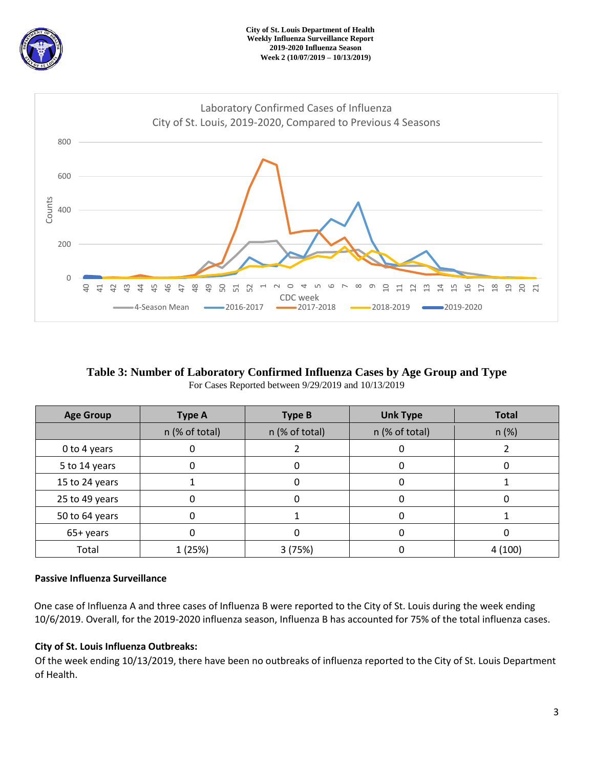**City of St. Louis Department of Health**
**Weekly Influenza Surveillance Report**
**2019-2020 Influenza Season**
**Week 2 (10/07/2019 – 10/13/2019)**

Laboratory Confirmed Cases of Influenza
City of St. Louis, 2019-2020, Compared to Previous 4 Seasons

## Table 3: Number of Laboratory Confirmed Influenza Cases by Age Group and Type

For Cases Reported between 9/29/2019 and 10/13/2019

| Age Group | Type A | Type B | Unk Type | Total |
|---|---|---|---|---|
| | n (% of total) | n (% of total) | n (% of total) | n (%) |
| 0 to 4 years | 0 | 2 | 0 | 2 |
| 5 to 14 years | 0 | 0 | 0 | 0 |
| 15 to 24 years | 1 | 0 | 0 | 1 |
| 25 to 49 years | 0 | 0 | 0 | 0 |
| 50 to 64 years | 0 | 1 | 0 | 1 |
| 65+ years | 0 | 0 | 0 | 0 |
| Total | 1 (25%) | 3 (75%) | 0 | 4 (100) |

**Passive Influenza Surveillance**

One case of Influenza A and three cases of Influenza B were reported to the City of St. Louis during the week ending 10/6/2019. Overall, for the 2019-2020 influenza season, Influenza B has accounted for 75% of the total influenza cases.

**City of St. Louis Influenza Outbreaks:**

Of the week ending 10/13/2019, there have been no outbreaks of influenza reported to the City of St. Louis Department of Health.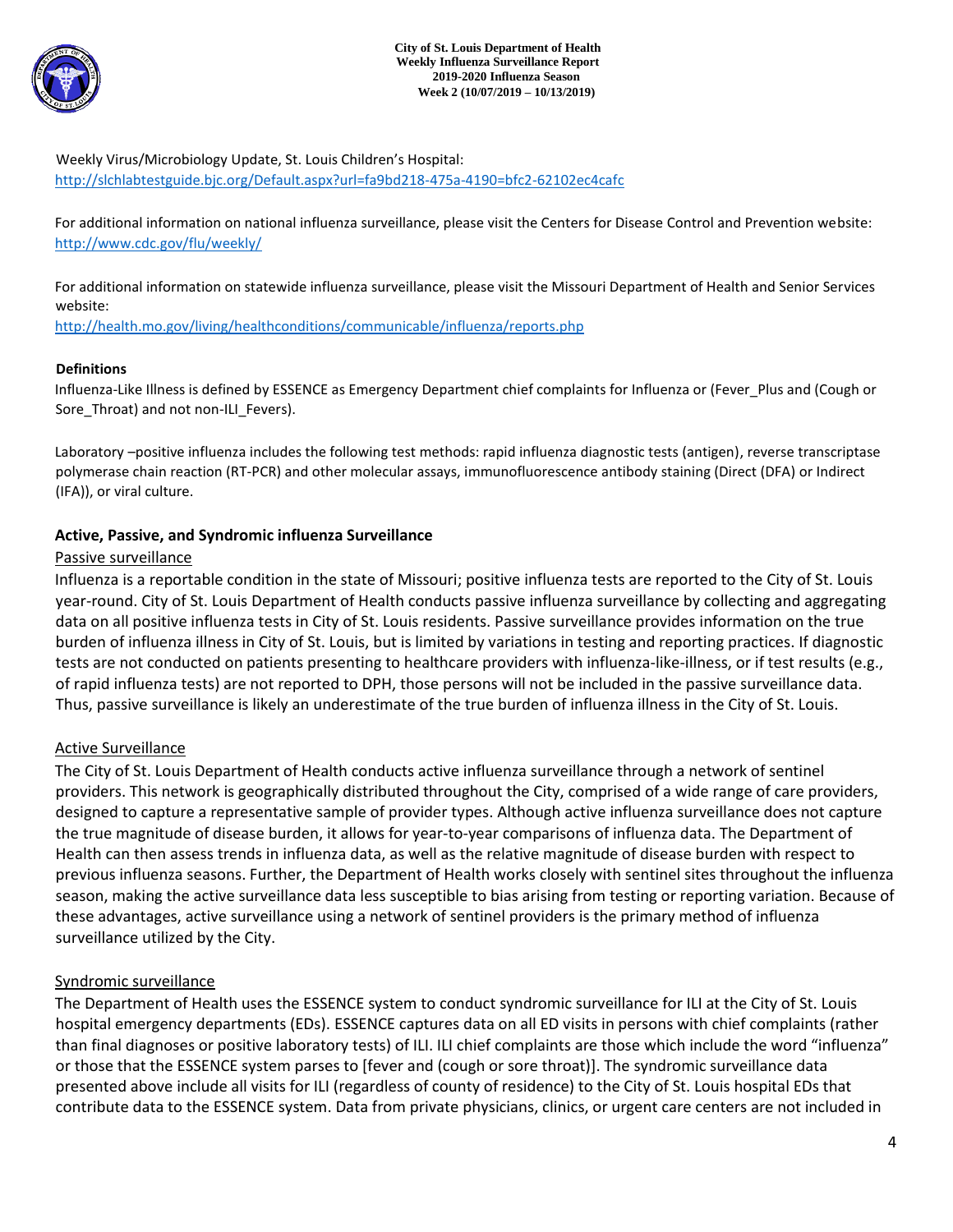Weekly Virus/Microbiology Update, St. Louis Children's Hospital:
http://slchlabtestguide.bjc.org/Default.aspx?url=fa9bd218-475a-4190=bfc2-62102ec4cafc

For additional information on national influenza surveillance, please visit the Centers for Disease Control and Prevention website:
http://www.cdc.gov/flu/weekly/

For additional information on statewide influenza surveillance, please visit the Missouri Department of Health and Senior Services website:
http://health.mo.gov/living/healthconditions/communicable/influenza/reports.php

**Definitions**

Influenza-Like Illness is defined by ESSENCE as Emergency Department chief complaints for Influenza or (Fever_Plus and (Cough or Sore_Throat) and not non-ILI_Fevers).

Laboratory –positive influenza includes the following test methods: rapid influenza diagnostic tests (antigen), reverse transcriptase polymerase chain reaction (RT-PCR) and other molecular assays, immunofluorescence antibody staining (Direct (DFA) or Indirect (IFA)), or viral culture.

## Active, Passive, and Syndromic influenza Surveillance

Passive surveillance

Influenza is a reportable condition in the state of Missouri; positive influenza tests are reported to the City of St. Louis year-round. City of St. Louis Department of Health conducts passive influenza surveillance by collecting and aggregating data on all positive influenza tests in City of St. Louis residents. Passive surveillance provides information on the true burden of influenza illness in City of St. Louis, but is limited by variations in testing and reporting practices. If diagnostic tests are not conducted on patients presenting to healthcare providers with influenza-like-illness, or if test results (e.g., of rapid influenza tests) are not reported to DPH, those persons will not be included in the passive surveillance data. Thus, passive surveillance is likely an underestimate of the true burden of influenza illness in the City of St. Louis.

Active Surveillance

The City of St. Louis Department of Health conducts active influenza surveillance through a network of sentinel providers. This network is geographically distributed throughout the City, comprised of a wide range of care providers, designed to capture a representative sample of provider types. Although active influenza surveillance does not capture the true magnitude of disease burden, it allows for year-to-year comparisons of influenza data. The Department of Health can then assess trends in influenza data, as well as the relative magnitude of disease burden with respect to previous influenza seasons. Further, the Department of Health works closely with sentinel sites throughout the influenza season, making the active surveillance data less susceptible to bias arising from testing or reporting variation. Because of these advantages, active surveillance using a network of sentinel providers is the primary method of influenza surveillance utilized by the City.

Syndromic surveillance

The Department of Health uses the ESSENCE system to conduct syndromic surveillance for ILI at the City of St. Louis hospital emergency departments (EDs). ESSENCE captures data on all ED visits in persons with chief complaints (rather than final diagnoses or positive laboratory tests) of ILI. ILI chief complaints are those which include the word "influenza" or those that the ESSENCE system parses to [fever and (cough or sore throat)]. The syndromic surveillance data presented above include all visits for ILI (regardless of county of residence) to the City of St. Louis hospital EDs that contribute data to the ESSENCE system. Data from private physicians, clinics, or urgent care centers are not included in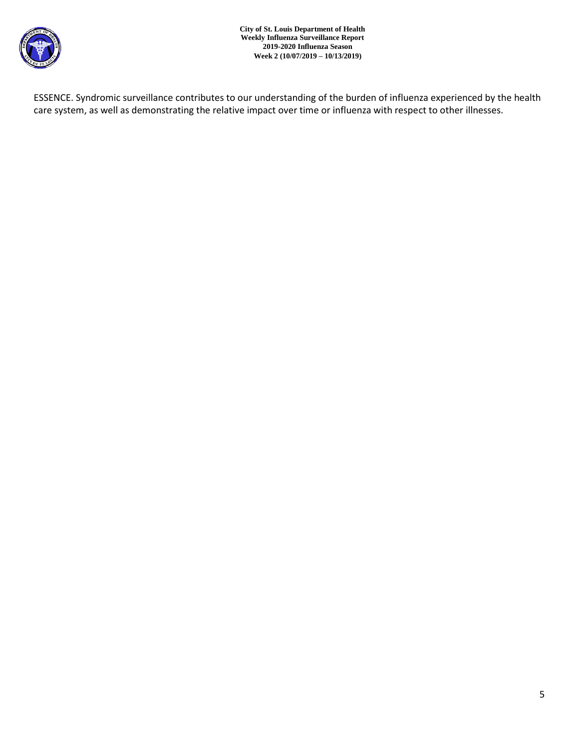ESSENCE. Syndromic surveillance contributes to our understanding of the burden of influenza experienced by the health care system, as well as demonstrating the relative impact over time or influenza with respect to other illnesses.